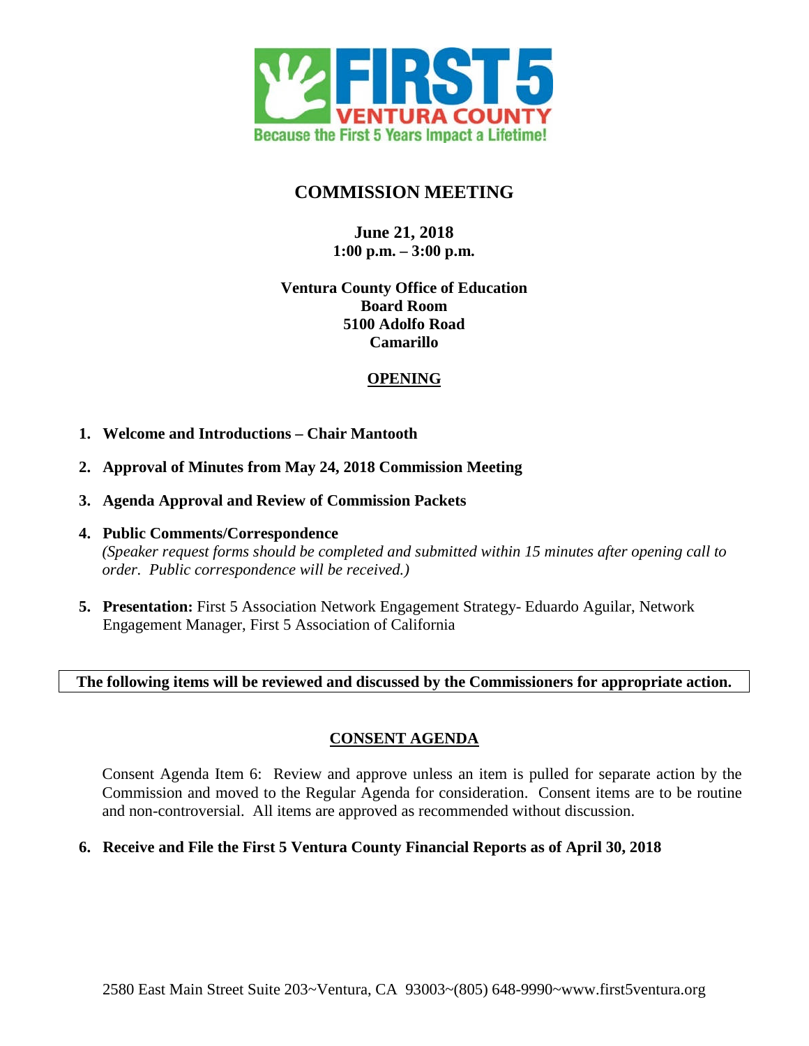FIRST 5 VENTURA COUNTY

Because the First 5 Years Impact a Lifetime!

# COMMISSION MEETING

**June 21, 2018**
**1:00 p.m. – 3:00 p.m.**

**Ventura County Office of Education**
**Board Room**
**5100 Adolfo Road**
**Camarillo**

## OPENING

1. **Welcome and Introductions – Chair Mantooth**

2. **Approval of Minutes from May 24, 2018 Commission Meeting**

3. **Agenda Approval and Review of Commission Packets**

4. **Public Comments/Correspondence**
   *(Speaker request forms should be completed and submitted within 15 minutes after opening call to order. Public correspondence will be received.)*

5. **Presentation:** First 5 Association Network Engagement Strategy- Eduardo Aguilar, Network Engagement Manager, First 5 Association of California

**The following items will be reviewed and discussed by the Commissioners for appropriate action.**

## CONSENT AGENDA

Consent Agenda Item 6: Review and approve unless an item is pulled for separate action by the Commission and moved to the Regular Agenda for consideration. Consent items are to be routine and non-controversial. All items are approved as recommended without discussion.

6. **Receive and File the First 5 Ventura County Financial Reports as of April 30, 2018**

2580 East Main Street Suite 203~Ventura, CA 93003~(805) 648-9990~www.first5ventura.org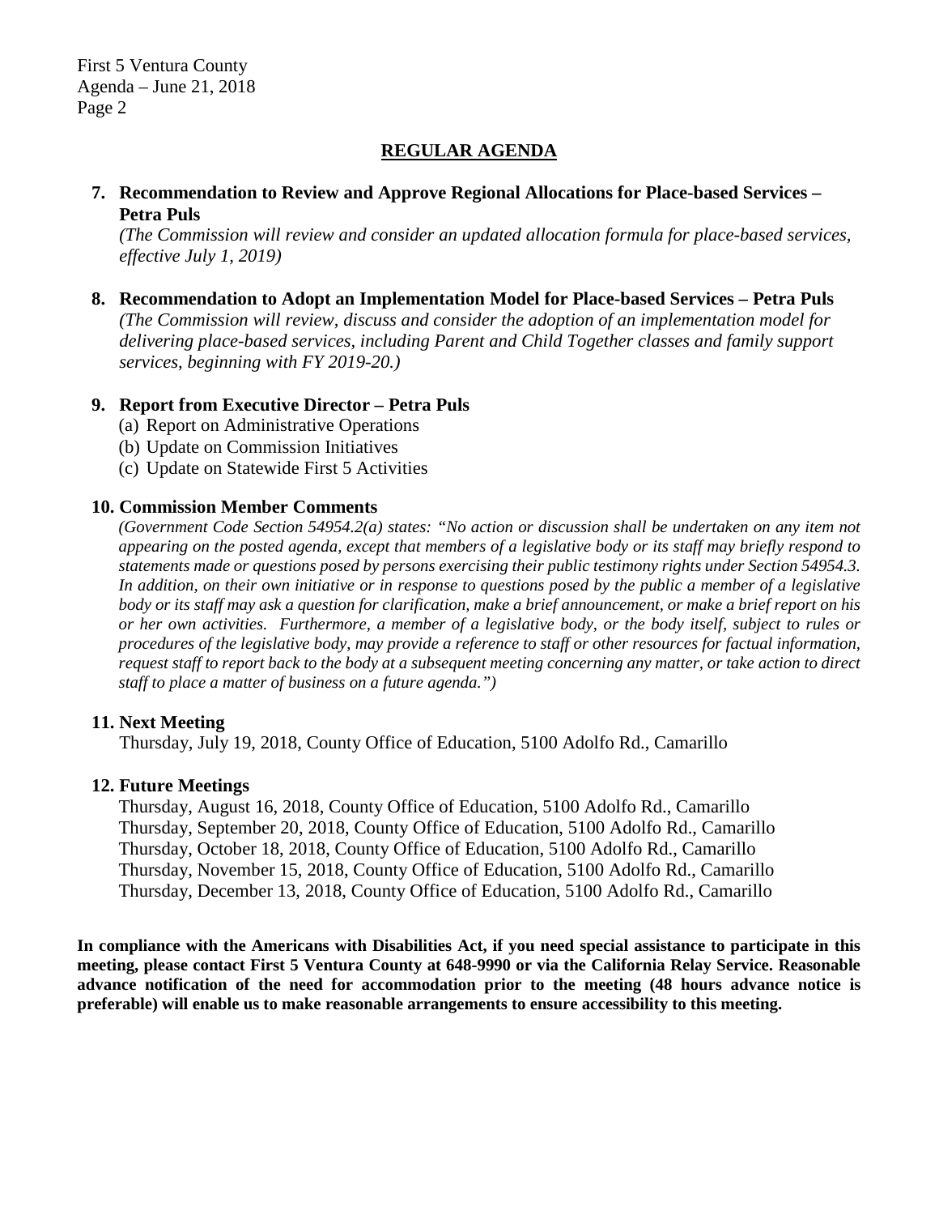## REGULAR AGENDA

**7. Recommendation to Review and Approve Regional Allocations for Place-based Services – Petra Puls**

*(The Commission will review and consider an updated allocation formula for place-based services, effective July 1, 2019)*

**8. Recommendation to Adopt an Implementation Model for Place-based Services – Petra Puls**

*(The Commission will review, discuss and consider the adoption of an implementation model for delivering place-based services, including Parent and Child Together classes and family support services, beginning with FY 2019-20.)*

**9. Report from Executive Director – Petra Puls**

(a) Report on Administrative Operations
(b) Update on Commission Initiatives
(c) Update on Statewide First 5 Activities

**10. Commission Member Comments**

*(Government Code Section 54954.2(a) states: "No action or discussion shall be undertaken on any item not appearing on the posted agenda, except that members of a legislative body or its staff may briefly respond to statements made or questions posed by persons exercising their public testimony rights under Section 54954.3. In addition, on their own initiative or in response to questions posed by the public a member of a legislative body or its staff may ask a question for clarification, make a brief announcement, or make a brief report on his or her own activities. Furthermore, a member of a legislative body, or the body itself, subject to rules or procedures of the legislative body, may provide a reference to staff or other resources for factual information, request staff to report back to the body at a subsequent meeting concerning any matter, or take action to direct staff to place a matter of business on a future agenda.")*

**11. Next Meeting**

Thursday, July 19, 2018, County Office of Education, 5100 Adolfo Rd., Camarillo

**12. Future Meetings**

Thursday, August 16, 2018, County Office of Education, 5100 Adolfo Rd., Camarillo
Thursday, September 20, 2018, County Office of Education, 5100 Adolfo Rd., Camarillo
Thursday, October 18, 2018, County Office of Education, 5100 Adolfo Rd., Camarillo
Thursday, November 15, 2018, County Office of Education, 5100 Adolfo Rd., Camarillo
Thursday, December 13, 2018, County Office of Education, 5100 Adolfo Rd., Camarillo

**In compliance with the Americans with Disabilities Act, if you need special assistance to participate in this meeting, please contact First 5 Ventura County at 648-9990 or via the California Relay Service. Reasonable advance notification of the need for accommodation prior to the meeting (48 hours advance notice is preferable) will enable us to make reasonable arrangements to ensure accessibility to this meeting.**